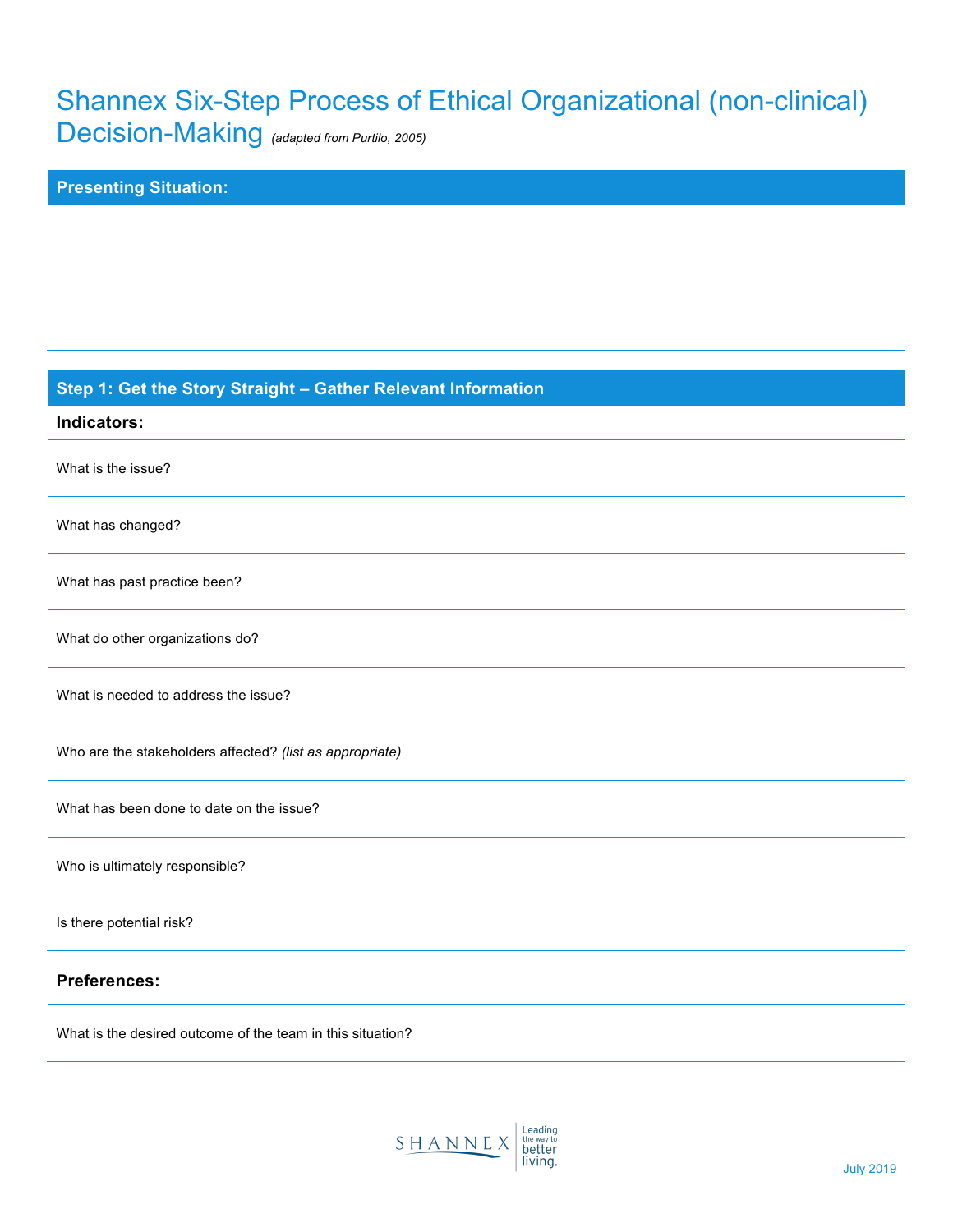# Shannex Six-Step Process of Ethical Organizational (non-clinical) Decision-Making *(adapted from Purtilo, 2005)*

## Presenting Situation:

## Step 1: Get the Story Straight – Gather Relevant Information

### Indicators:

| | |
|---|---|
| What is the issue? | |
| What has changed? | |
| What has past practice been? | |
| What do other organizations do? | |
| What is needed to address the issue? | |
| Who are the stakeholders affected? *(list as appropriate)* | |
| What has been done to date on the issue? | |
| Who is ultimately responsible? | |
| Is there potential risk? | |

### Preferences:

| | |
|---|---|
| What is the desired outcome of the team in this situation? | |

July 2019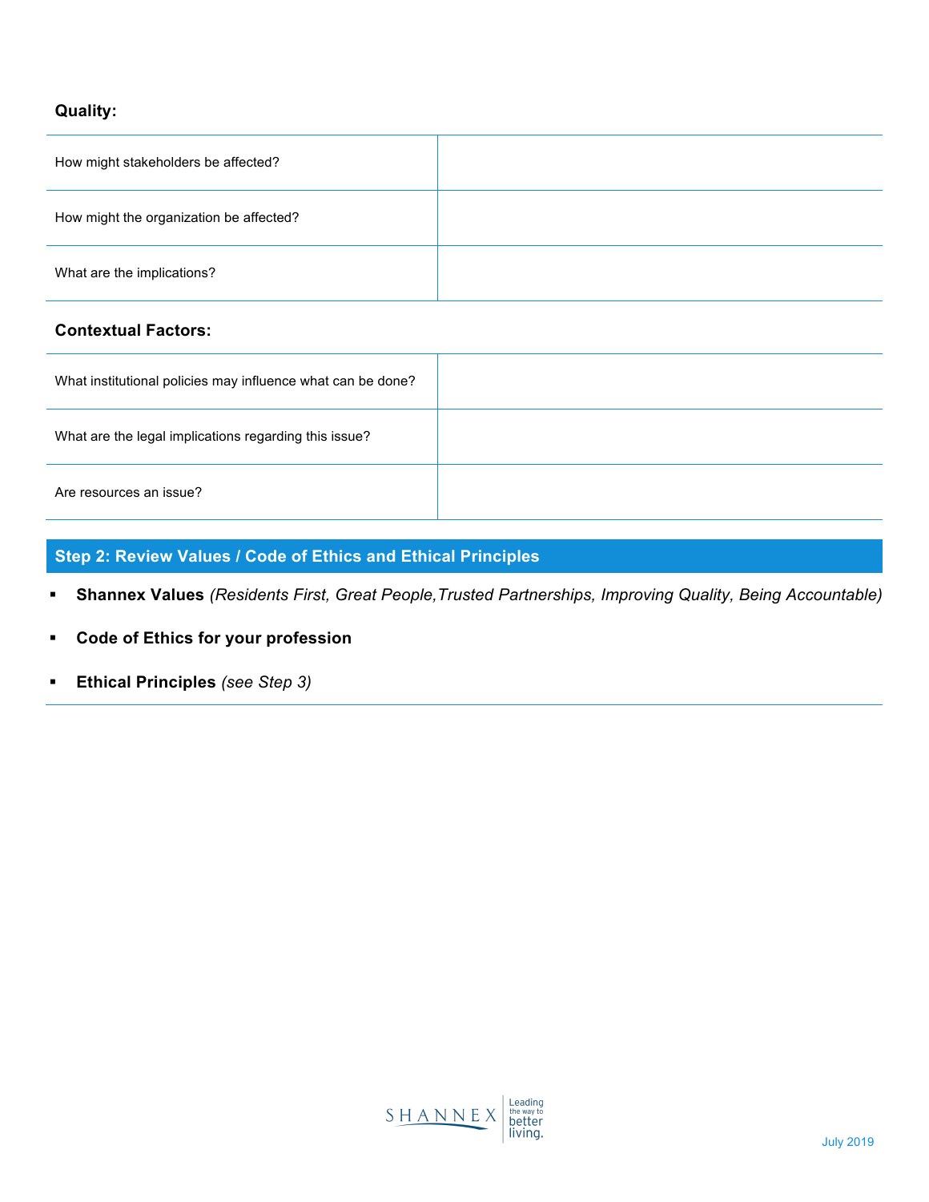**Quality:**

| | |
|---|---|
| How might stakeholders be affected? | |
| How might the organization be affected? | |
| What are the implications? | |

**Contextual Factors:**

| | |
|---|---|
| What institutional policies may influence what can be done? | |
| What are the legal implications regarding this issue? | |
| Are resources an issue? | |

## Step 2: Review Values / Code of Ethics and Ethical Principles

- **Shannex Values** *(Residents First, Great People,Trusted Partnerships, Improving Quality, Being Accountable)*
- **Code of Ethics for your profession**
- **Ethical Principles** *(see Step 3)*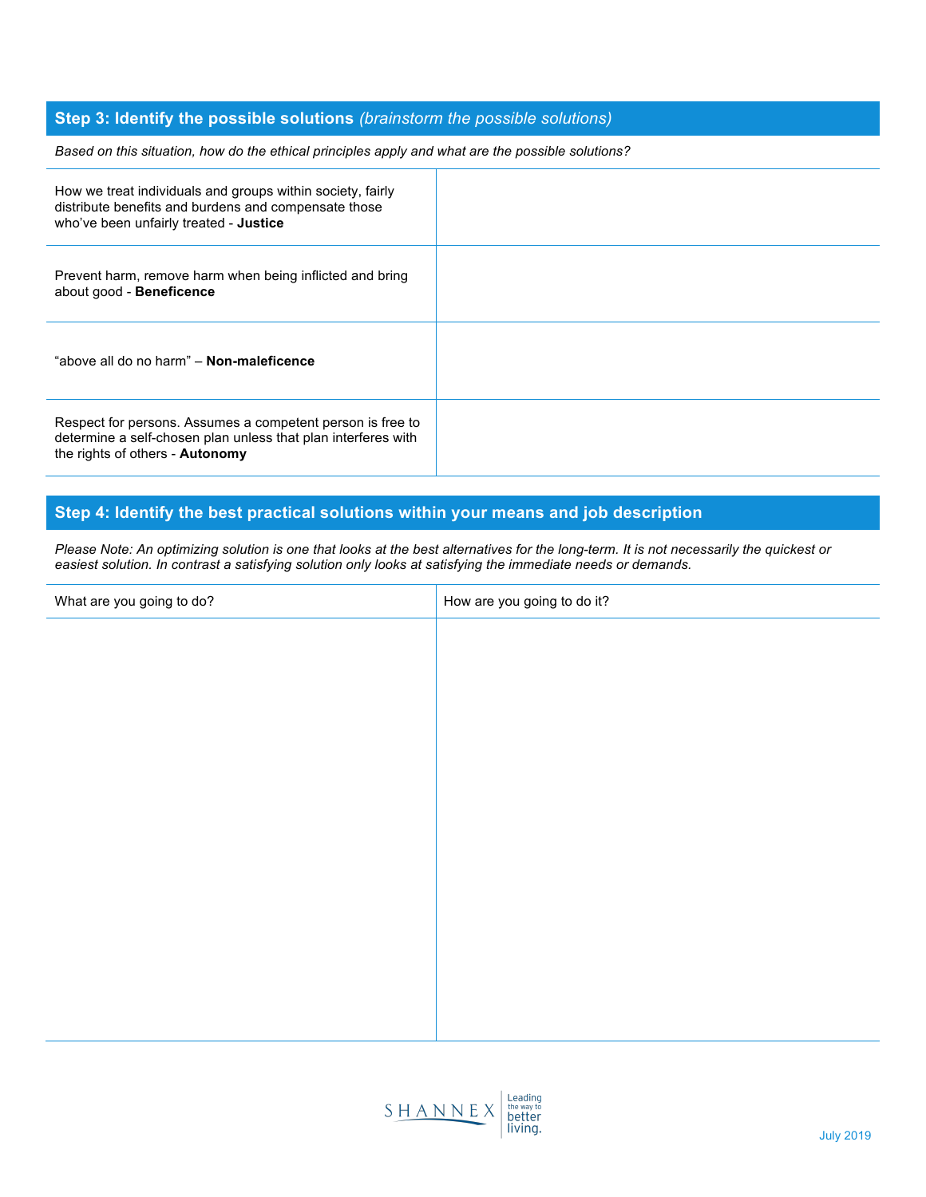## Step 3: Identify the possible solutions *(brainstorm the possible solutions)*

*Based on this situation, how do the ethical principles apply and what are the possible solutions?*

| | |
|---|---|
| How we treat individuals and groups within society, fairly distribute benefits and burdens and compensate those who've been unfairly treated - **Justice** | |
| Prevent harm, remove harm when being inflicted and bring about good - **Beneficence** | |
| "above all do no harm" – **Non-maleficence** | |
| Respect for persons. Assumes a competent person is free to determine a self-chosen plan unless that plan interferes with the rights of others - **Autonomy** | |

## Step 4: Identify the best practical solutions within your means and job description

*Please Note: An optimizing solution is one that looks at the best alternatives for the long-term. It is not necessarily the quickest or easiest solution. In contrast a satisfying solution only looks at satisfying the immediate needs or demands.*

| What are you going to do? | How are you going to do it? |
|---|---|
| | |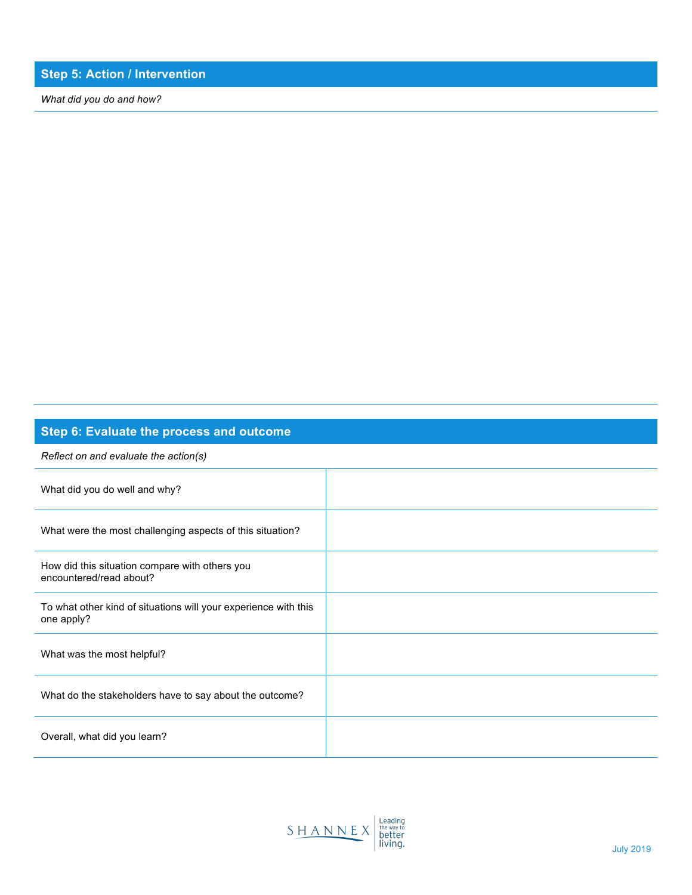## Step 5: Action / Intervention

*What did you do and how?*

## Step 6: Evaluate the process and outcome

*Reflect on and evaluate the action(s)*

| | |
|---|---|
| What did you do well and why? | |
| What were the most challenging aspects of this situation? | |
| How did this situation compare with others you encountered/read about? | |
| To what other kind of situations will your experience with this one apply? | |
| What was the most helpful? | |
| What do the stakeholders have to say about the outcome? | |
| Overall, what did you learn? | |

SHANNEX Leading the way to better living.

July 2019